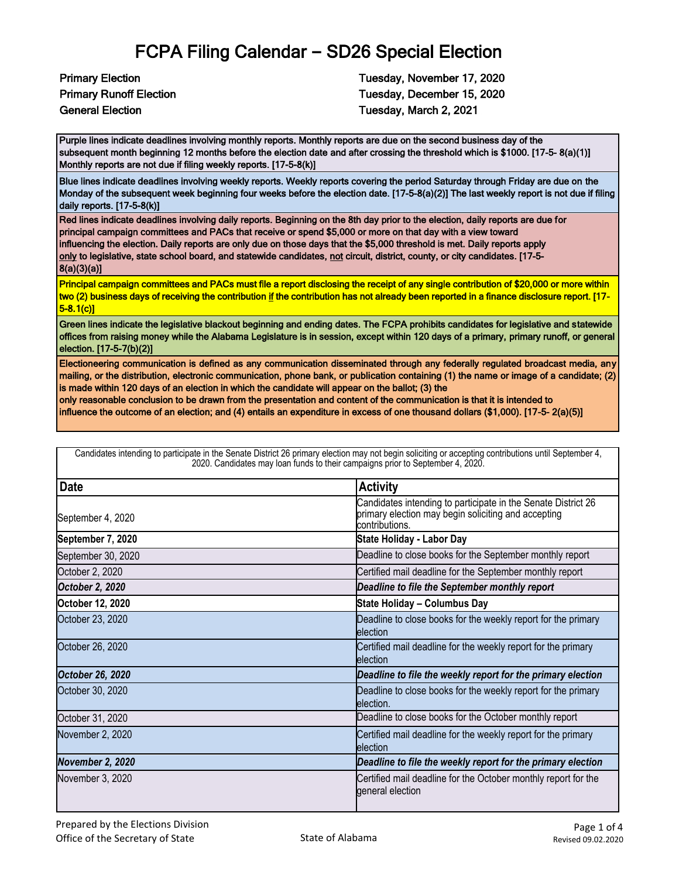# FCPA Filing Calendar – SD26 Special Election

| | |
|---|---|
| **Primary Election** | **Tuesday, November 17, 2020** |
| **Primary Runoff Election** | **Tuesday, December 15, 2020** |
| **General Election** | **Tuesday, March 2, 2021** |

**Purple lines indicate deadlines involving monthly reports. Monthly reports are due on the second business day of the subsequent month beginning 12 months before the election date and after crossing the threshold which is $1000. [17-5- 8(a)(1)] Monthly reports are not due if filing weekly reports. [17-5-8(k)]**

**Blue lines indicate deadlines involving weekly reports. Weekly reports covering the period Saturday through Friday are due on the Monday of the subsequent week beginning four weeks before the election date. [17-5-8(a)(2)] The last weekly report is not due if filing daily reports. [17-5-8(k)]**

**Red lines indicate deadlines involving daily reports. Beginning on the 8th day prior to the election, daily reports are due for principal campaign committees and PACs that receive or spend $5,000 or more on that day with a view toward influencing the election. Daily reports are only due on those days that the $5,000 threshold is met. Daily reports apply <u>only</u> to legislative, state school board, and statewide candidates, <u>not</u> circuit, district, county, or city candidates. [17-5-8(a)(3)(a)]**

**Principal campaign committees and PACs must file a report disclosing the receipt of any single contribution of $20,000 or more within two (2) business days of receiving the contribution <u>if</u> the contribution has not already been reported in a finance disclosure report. [17-5-8.1(c)]**

**Green lines indicate the legislative blackout beginning and ending dates. The FCPA prohibits candidates for legislative and statewide offices from raising money while the Alabama Legislature is in session, except within 120 days of a primary, primary runoff, or general election. [17-5-7(b)(2)]**

**Electioneering communication is defined as any communication disseminated through any federally regulated broadcast media, any mailing, or the distribution, electronic communication, phone bank, or publication containing (1) the name or image of a candidate; (2) is made within 120 days of an election in which the candidate will appear on the ballot; (3) the only reasonable conclusion to be drawn from the presentation and content of the communication is that it is intended to influence the outcome of an election; and (4) entails an expenditure in excess of one thousand dollars ($1,000). [17-5- 2(a)(5)]**

Candidates intending to participate in the Senate District 26 primary election may not begin soliciting or accepting contributions until September 4, 2020. Candidates may loan funds to their campaigns prior to September 4, 2020.

| Date | Activity |
|---|---|
| September 4, 2020 | Candidates intending to participate in the Senate District 26 primary election may begin soliciting and accepting contributions. |
| **September 7, 2020** | **State Holiday - Labor Day** |
| September 30, 2020 | Deadline to close books for the September monthly report |
| October 2, 2020 | Certified mail deadline for the September monthly report |
| ***October 2, 2020*** | ***Deadline to file the September monthly report*** |
| **October 12, 2020** | **State Holiday – Columbus Day** |
| October 23, 2020 | Deadline to close books for the weekly report for the primary election |
| October 26, 2020 | Certified mail deadline for the weekly report for the primary election |
| ***October 26, 2020*** | ***Deadline to file the weekly report for the primary election*** |
| October 30, 2020 | Deadline to close books for the weekly report for the primary election. |
| October 31, 2020 | Deadline to close books for the October monthly report |
| November 2, 2020 | Certified mail deadline for the weekly report for the primary election |
| ***November 2, 2020*** | ***Deadline to file the weekly report for the primary election*** |
| November 3, 2020 | Certified mail deadline for the October monthly report for the general election |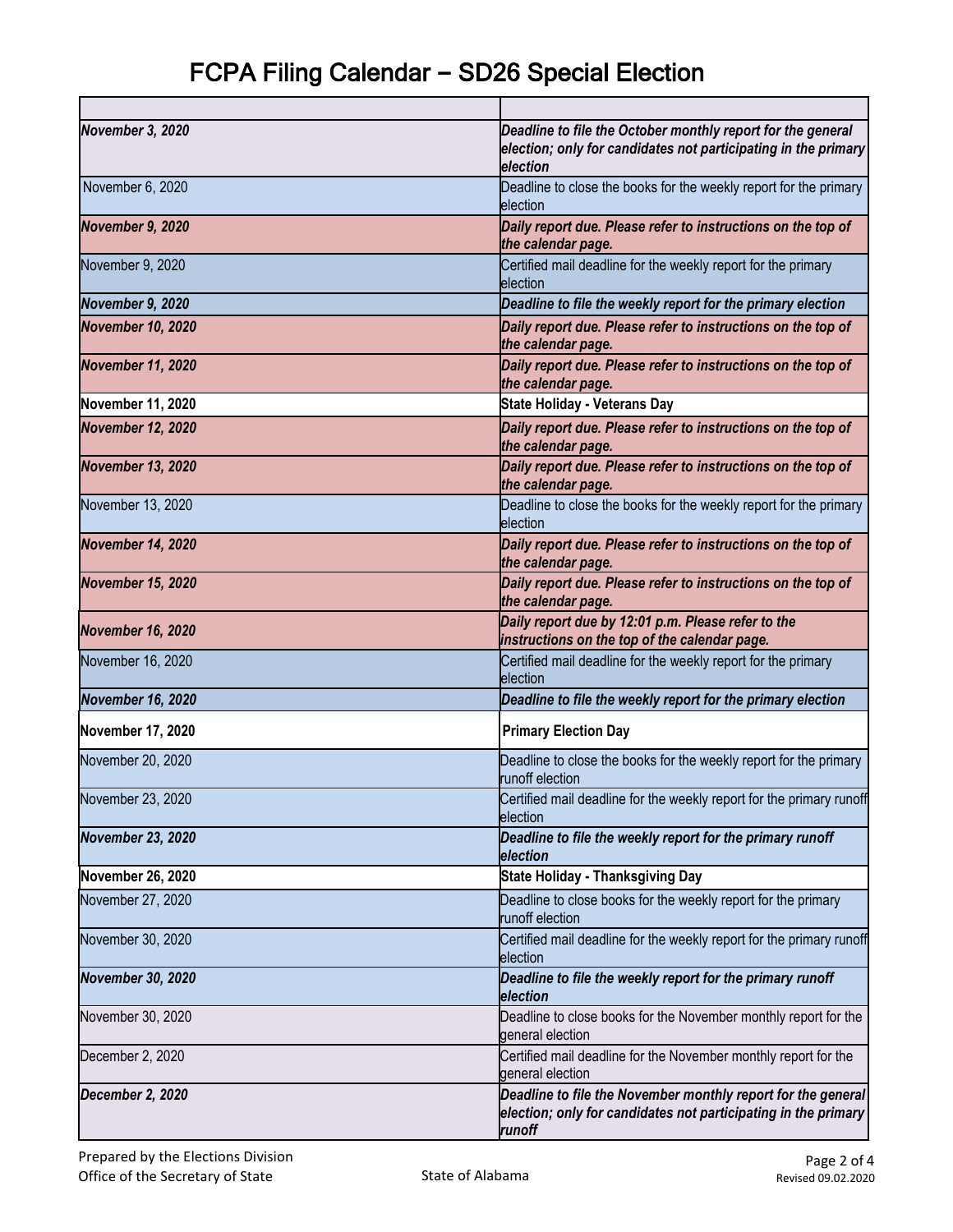# FCPA Filing Calendar – SD26 Special Election

| | |
|---|---|
| ***November 3, 2020*** | ***Deadline to file the October monthly report for the general election; only for candidates not participating in the primary election*** |
| November 6, 2020 | Deadline to close the books for the weekly report for the primary election |
| ***November 9, 2020*** | ***Daily report due. Please refer to instructions on the top of the calendar page.*** |
| November 9, 2020 | Certified mail deadline for the weekly report for the primary election |
| ***November 9, 2020*** | ***Deadline to file the weekly report for the primary election*** |
| ***November 10, 2020*** | ***Daily report due. Please refer to instructions on the top of the calendar page.*** |
| ***November 11, 2020*** | ***Daily report due. Please refer to instructions on the top of the calendar page.*** |
| **November 11, 2020** | **State Holiday - Veterans Day** |
| ***November 12, 2020*** | ***Daily report due. Please refer to instructions on the top of the calendar page.*** |
| ***November 13, 2020*** | ***Daily report due. Please refer to instructions on the top of the calendar page.*** |
| November 13, 2020 | Deadline to close the books for the weekly report for the primary election |
| ***November 14, 2020*** | ***Daily report due. Please refer to instructions on the top of the calendar page.*** |
| ***November 15, 2020*** | ***Daily report due. Please refer to instructions on the top of the calendar page.*** |
| ***November 16, 2020*** | ***Daily report due by 12:01 p.m. Please refer to the instructions on the top of the calendar page.*** |
| November 16, 2020 | Certified mail deadline for the weekly report for the primary election |
| ***November 16, 2020*** | ***Deadline to file the weekly report for the primary election*** |
| **November 17, 2020** | **Primary Election Day** |
| November 20, 2020 | Deadline to close the books for the weekly report for the primary runoff election |
| November 23, 2020 | Certified mail deadline for the weekly report for the primary runoff election |
| ***November 23, 2020*** | ***Deadline to file the weekly report for the primary runoff election*** |
| **November 26, 2020** | **State Holiday - Thanksgiving Day** |
| November 27, 2020 | Deadline to close books for the weekly report for the primary runoff election |
| November 30, 2020 | Certified mail deadline for the weekly report for the primary runoff election |
| ***November 30, 2020*** | ***Deadline to file the weekly report for the primary runoff election*** |
| November 30, 2020 | Deadline to close books for the November monthly report for the general election |
| December 2, 2020 | Certified mail deadline for the November monthly report for the general election |
| ***December 2, 2020*** | ***Deadline to file the November monthly report for the general election; only for candidates not participating in the primary runoff*** |

Prepared by the Elections Division
Office of the Secretary of State

State of Alabama

Revised 09.02.2020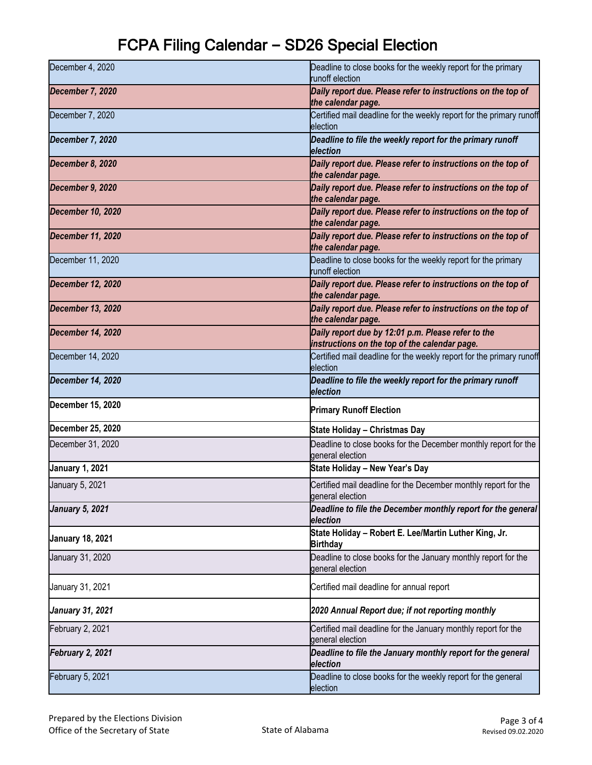# FCPA Filing Calendar – SD26 Special Election

| | |
|---|---|
| December 4, 2020 | Deadline to close books for the weekly report for the primary runoff election |
| ***December 7, 2020*** | ***Daily report due. Please refer to instructions on the top of the calendar page.*** |
| December 7, 2020 | Certified mail deadline for the weekly report for the primary runoff election |
| ***December 7, 2020*** | ***Deadline to file the weekly report for the primary runoff election*** |
| ***December 8, 2020*** | ***Daily report due. Please refer to instructions on the top of the calendar page.*** |
| ***December 9, 2020*** | ***Daily report due. Please refer to instructions on the top of the calendar page.*** |
| ***December 10, 2020*** | ***Daily report due. Please refer to instructions on the top of the calendar page.*** |
| ***December 11, 2020*** | ***Daily report due. Please refer to instructions on the top of the calendar page.*** |
| December 11, 2020 | Deadline to close books for the weekly report for the primary runoff election |
| ***December 12, 2020*** | ***Daily report due. Please refer to instructions on the top of the calendar page.*** |
| ***December 13, 2020*** | ***Daily report due. Please refer to instructions on the top of the calendar page.*** |
| ***December 14, 2020*** | ***Daily report due by 12:01 p.m. Please refer to the instructions on the top of the calendar page.*** |
| December 14, 2020 | Certified mail deadline for the weekly report for the primary runoff election |
| ***December 14, 2020*** | ***Deadline to file the weekly report for the primary runoff election*** |
| **December 15, 2020** | **Primary Runoff Election** |
| **December 25, 2020** | **State Holiday – Christmas Day** |
| December 31, 2020 | Deadline to close books for the December monthly report for the general election |
| **January 1, 2021** | **State Holiday – New Year's Day** |
| January 5, 2021 | Certified mail deadline for the December monthly report for the general election |
| ***January 5, 2021*** | ***Deadline to file the December monthly report for the general election*** |
| **January 18, 2021** | **State Holiday – Robert E. Lee/Martin Luther King, Jr. Birthday** |
| January 31, 2020 | Deadline to close books for the January monthly report for the general election |
| January 31, 2021 | Certified mail deadline for annual report |
| ***January 31, 2021*** | ***2020 Annual Report due; if not reporting monthly*** |
| February 2, 2021 | Certified mail deadline for the January monthly report for the general election |
| ***February 2, 2021*** | ***Deadline to file the January monthly report for the general election*** |
| February 5, 2021 | Deadline to close books for the weekly report for the general election |

Prepared by the Elections Division
Office of the Secretary of State

State of Alabama

Revised 09.02.2020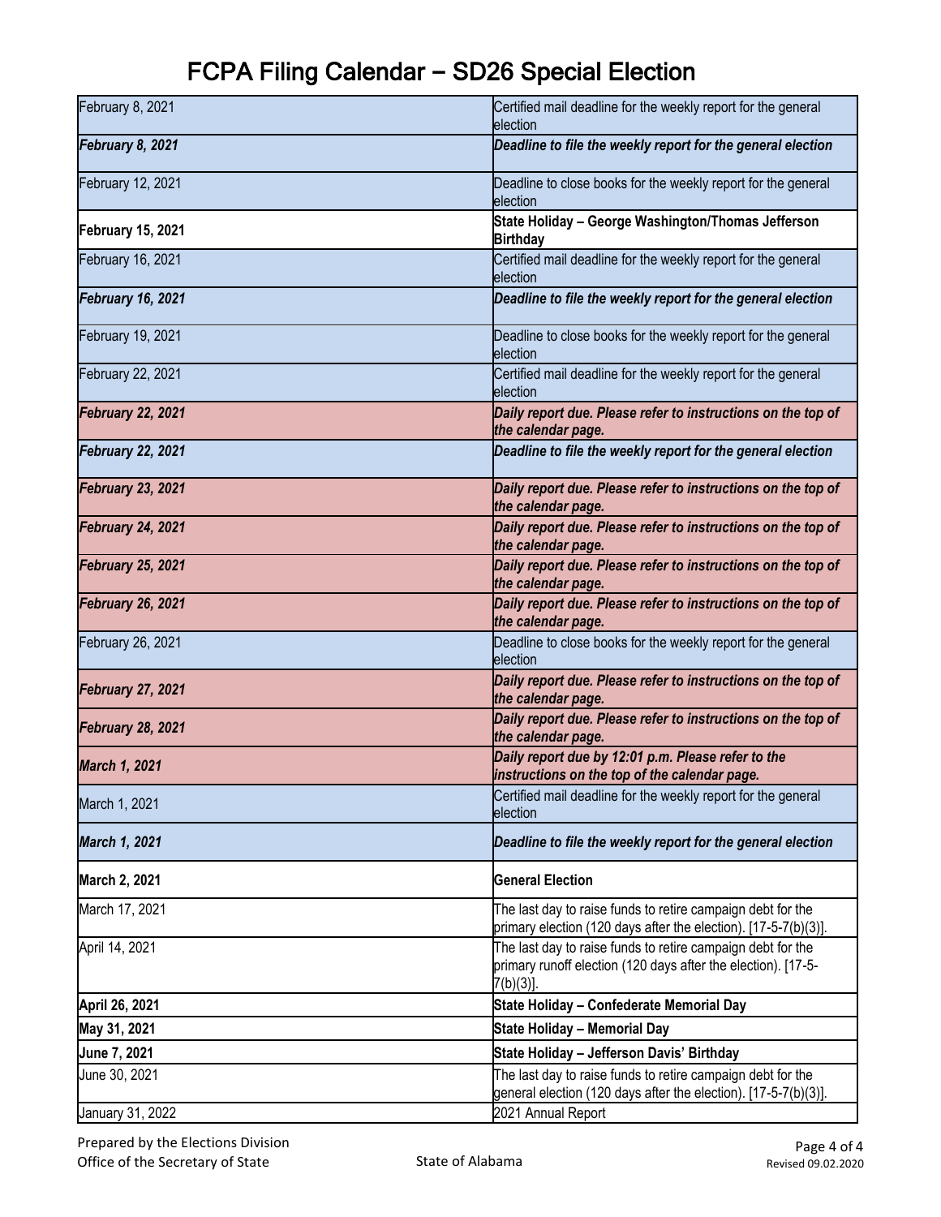# FCPA Filing Calendar – SD26 Special Election

| | |
|---|---|
| February 8, 2021 | Certified mail deadline for the weekly report for the general election |
| ***February 8, 2021*** | ***Deadline to file the weekly report for the general election*** |
| February 12, 2021 | Deadline to close books for the weekly report for the general election |
| **February 15, 2021** | **State Holiday – George Washington/Thomas Jefferson Birthday** |
| February 16, 2021 | Certified mail deadline for the weekly report for the general election |
| ***February 16, 2021*** | ***Deadline to file the weekly report for the general election*** |
| February 19, 2021 | Deadline to close books for the weekly report for the general election |
| February 22, 2021 | Certified mail deadline for the weekly report for the general election |
| ***February 22, 2021*** | ***Daily report due. Please refer to instructions on the top of the calendar page.*** |
| ***February 22, 2021*** | ***Deadline to file the weekly report for the general election*** |
| ***February 23, 2021*** | ***Daily report due. Please refer to instructions on the top of the calendar page.*** |
| ***February 24, 2021*** | ***Daily report due. Please refer to instructions on the top of the calendar page.*** |
| ***February 25, 2021*** | ***Daily report due. Please refer to instructions on the top of the calendar page.*** |
| ***February 26, 2021*** | ***Daily report due. Please refer to instructions on the top of the calendar page.*** |
| February 26, 2021 | Deadline to close books for the weekly report for the general election |
| ***February 27, 2021*** | ***Daily report due. Please refer to instructions on the top of the calendar page.*** |
| ***February 28, 2021*** | ***Daily report due. Please refer to instructions on the top of the calendar page.*** |
| ***March 1, 2021*** | ***Daily report due by 12:01 p.m. Please refer to the instructions on the top of the calendar page.*** |
| March 1, 2021 | Certified mail deadline for the weekly report for the general election |
| ***March 1, 2021*** | ***Deadline to file the weekly report for the general election*** |
| **March 2, 2021** | **General Election** |
| March 17, 2021 | The last day to raise funds to retire campaign debt for the primary election (120 days after the election). [17-5-7(b)(3)]. |
| April 14, 2021 | The last day to raise funds to retire campaign debt for the primary runoff election (120 days after the election). [17-5-7(b)(3)]. |
| **April 26, 2021** | **State Holiday – Confederate Memorial Day** |
| **May 31, 2021** | **State Holiday – Memorial Day** |
| **June 7, 2021** | **State Holiday – Jefferson Davis' Birthday** |
| June 30, 2021 | The last day to raise funds to retire campaign debt for the general election (120 days after the election). [17-5-7(b)(3)]. |
| January 31, 2022 | 2021 Annual Report |

Prepared by the Elections Division
Office of the Secretary of State

State of Alabama

Revised 09.02.2020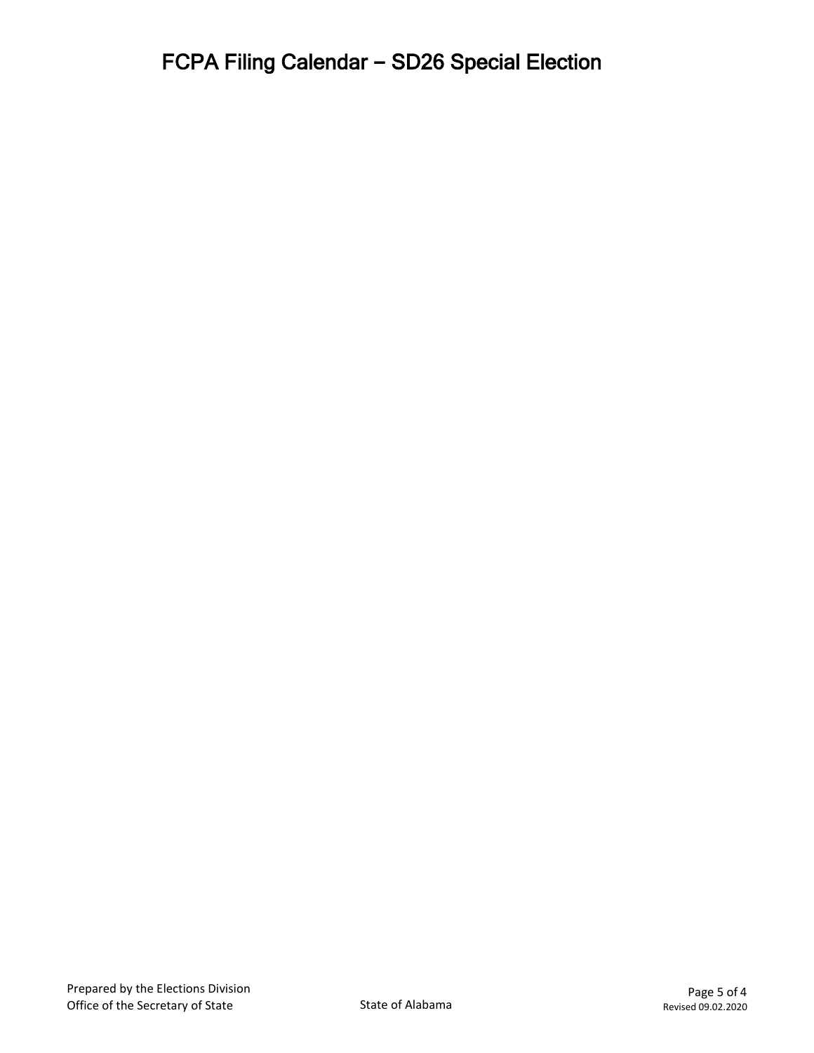# FCPA Filing Calendar – SD26 Special Election